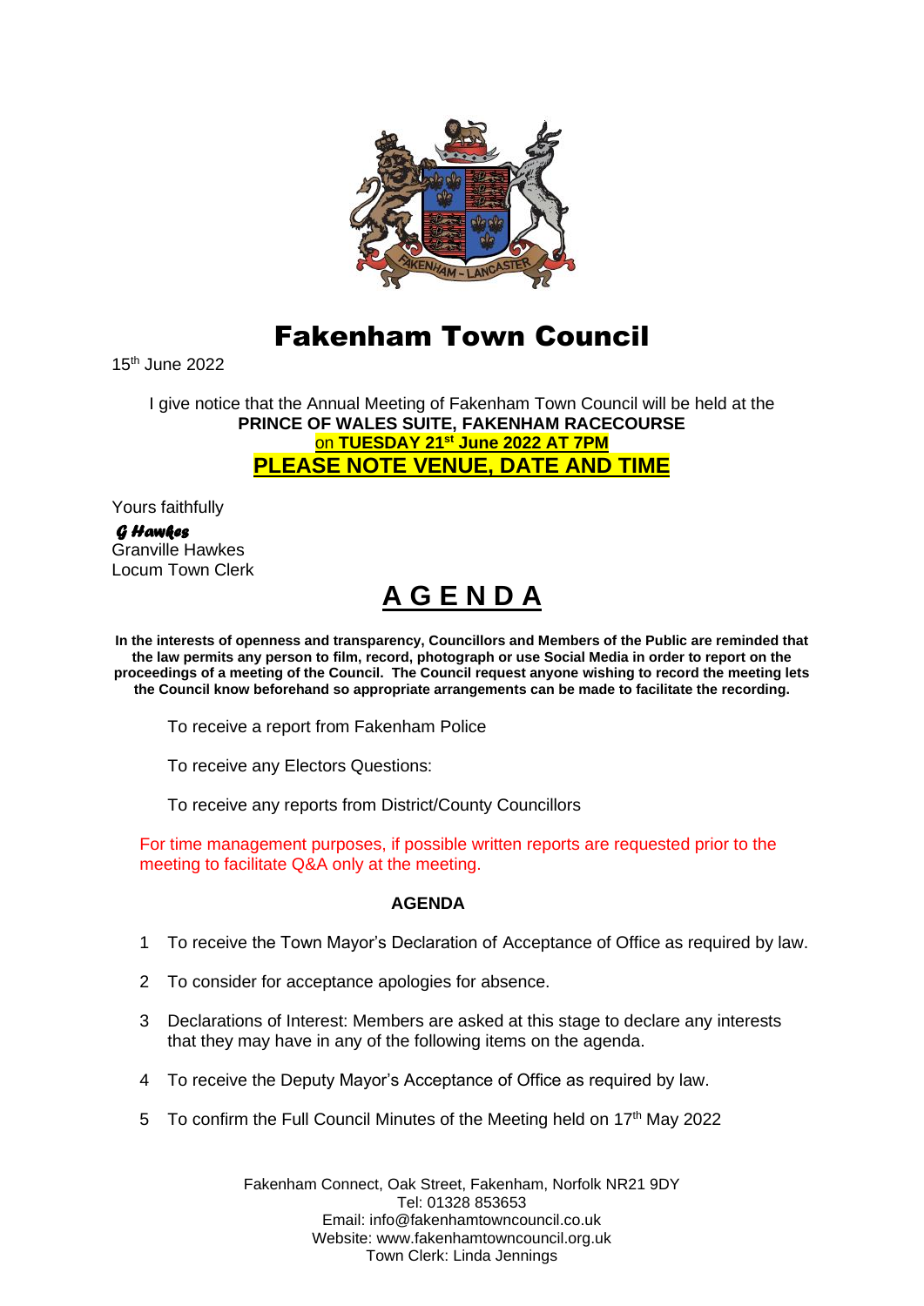# Fakenham Town Council

15th June 2022

I give notice that the Annual Meeting of Fakenham Town Council will be held at the
**PRINCE OF WALES SUITE, FAKENHAM RACECOURSE**
on **TUESDAY 21st June 2022 AT 7PM**
**PLEASE NOTE VENUE, DATE AND TIME**

Yours faithfully

*G Hawkes*
Granville Hawkes
Locum Town Clerk

# A G E N D A

**In the interests of openness and transparency, Councillors and Members of the Public are reminded that the law permits any person to film, record, photograph or use Social Media in order to report on the proceedings of a meeting of the Council. The Council request anyone wishing to record the meeting lets the Council know beforehand so appropriate arrangements can be made to facilitate the recording.**

To receive a report from Fakenham Police

To receive any Electors Questions:

To receive any reports from District/County Councillors

For time management purposes, if possible written reports are requested prior to the meeting to facilitate Q&A only at the meeting.

**AGENDA**

1. To receive the Town Mayor's Declaration of Acceptance of Office as required by law.
2. To consider for acceptance apologies for absence.
3. Declarations of Interest: Members are asked at this stage to declare any interests that they may have in any of the following items on the agenda.
4. To receive the Deputy Mayor's Acceptance of Office as required by law.
5. To confirm the Full Council Minutes of the Meeting held on 17th May 2022

Fakenham Connect, Oak Street, Fakenham, Norfolk NR21 9DY
Tel: 01328 853653
Email: info@fakenhamtowncouncil.co.uk
Website: www.fakenhamtowncouncil.org.uk
Town Clerk: Linda Jennings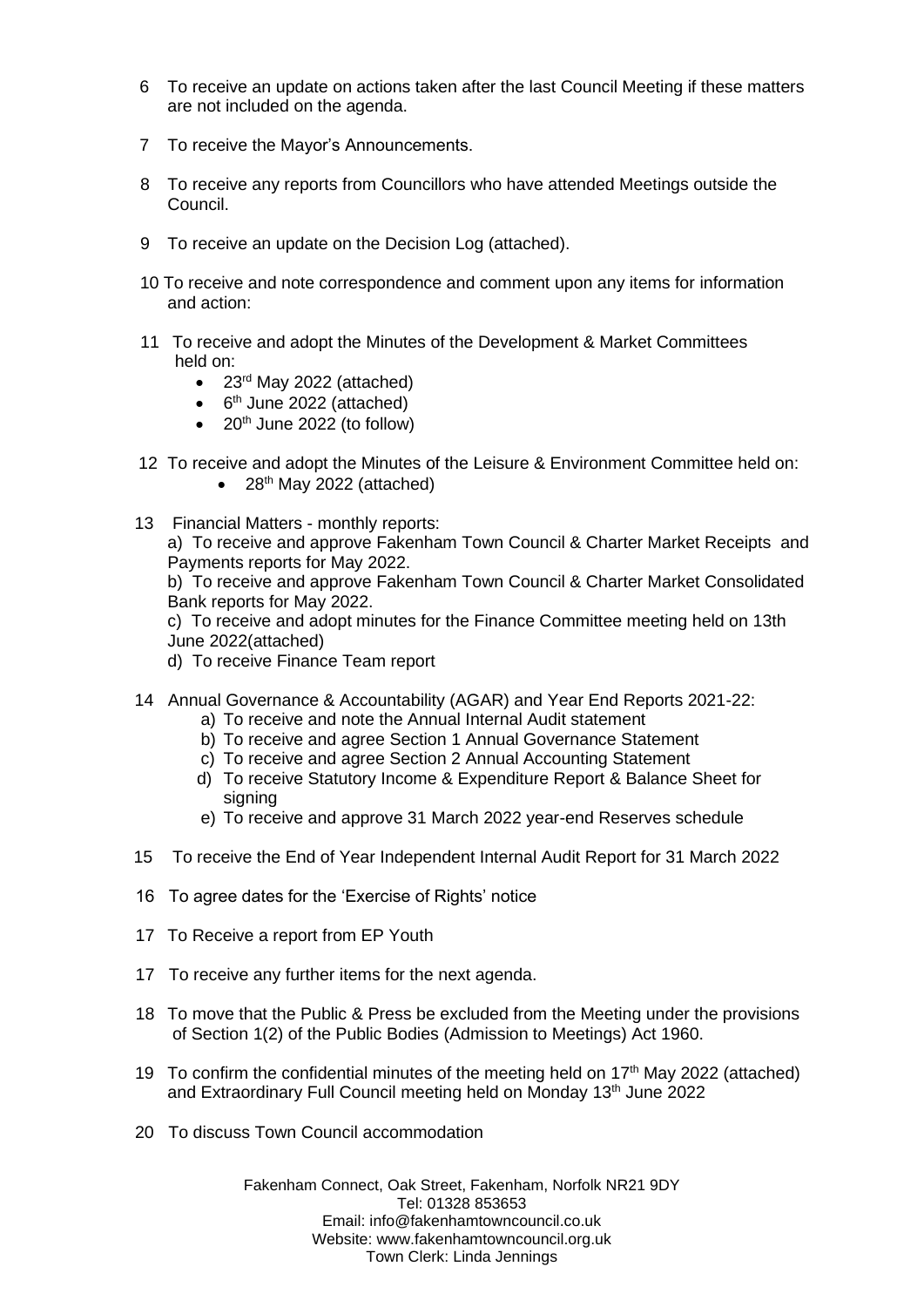6 To receive an update on actions taken after the last Council Meeting if these matters are not included on the agenda.

7 To receive the Mayor's Announcements.

8 To receive any reports from Councillors who have attended Meetings outside the Council.

9 To receive an update on the Decision Log (attached).

10 To receive and note correspondence and comment upon any items for information and action:

11 To receive and adopt the Minutes of the Development & Market Committees held on:

- 23rd May 2022 (attached)
- 6th June 2022 (attached)
- 20th June 2022 (to follow)

12 To receive and adopt the Minutes of the Leisure & Environment Committee held on:

- 28th May 2022 (attached)

13 Financial Matters - monthly reports:

a) To receive and approve Fakenham Town Council & Charter Market Receipts and Payments reports for May 2022.

b) To receive and approve Fakenham Town Council & Charter Market Consolidated Bank reports for May 2022.

c) To receive and adopt minutes for the Finance Committee meeting held on 13th June 2022(attached)

d) To receive Finance Team report

14 Annual Governance & Accountability (AGAR) and Year End Reports 2021-22:

a) To receive and note the Annual Internal Audit statement
b) To receive and agree Section 1 Annual Governance Statement
c) To receive and agree Section 2 Annual Accounting Statement
d) To receive Statutory Income & Expenditure Report & Balance Sheet for signing
e) To receive and approve 31 March 2022 year-end Reserves schedule

15 To receive the End of Year Independent Internal Audit Report for 31 March 2022

16 To agree dates for the 'Exercise of Rights' notice

17 To Receive a report from EP Youth

17 To receive any further items for the next agenda.

18 To move that the Public & Press be excluded from the Meeting under the provisions of Section 1(2) of the Public Bodies (Admission to Meetings) Act 1960.

19 To confirm the confidential minutes of the meeting held on 17th May 2022 (attached) and Extraordinary Full Council meeting held on Monday 13th June 2022

20 To discuss Town Council accommodation

Fakenham Connect, Oak Street, Fakenham, Norfolk NR21 9DY
Tel: 01328 853653
Email: info@fakenhamtowncouncil.co.uk
Website: www.fakenhamtowncouncil.org.uk
Town Clerk: Linda Jennings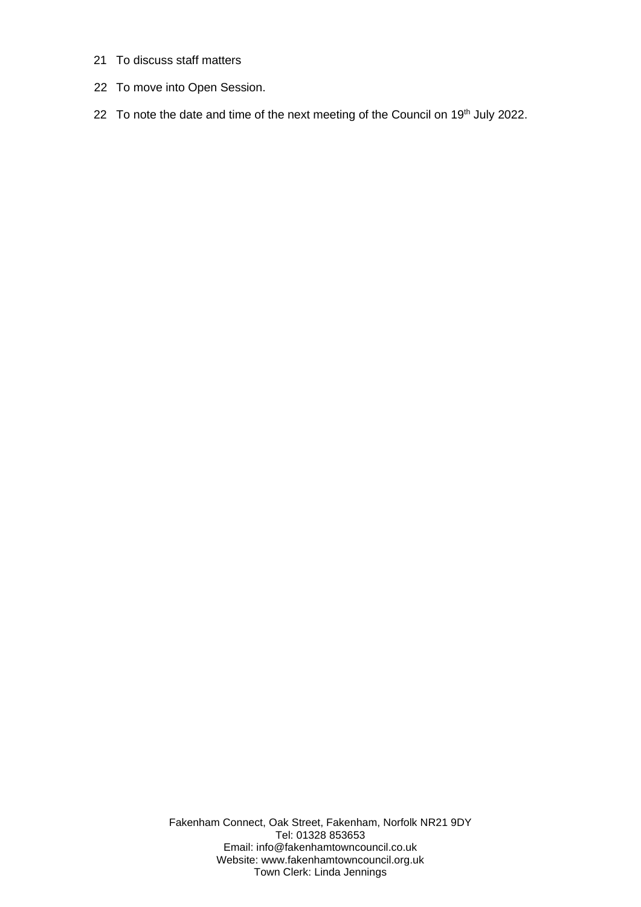21 To discuss staff matters

22 To move into Open Session.

22 To note the date and time of the next meeting of the Council on 19th July 2022.

Fakenham Connect, Oak Street, Fakenham, Norfolk NR21 9DY
Tel: 01328 853653
Email: info@fakenhamtowncouncil.co.uk
Website: www.fakenhamtowncouncil.org.uk
Town Clerk: Linda Jennings